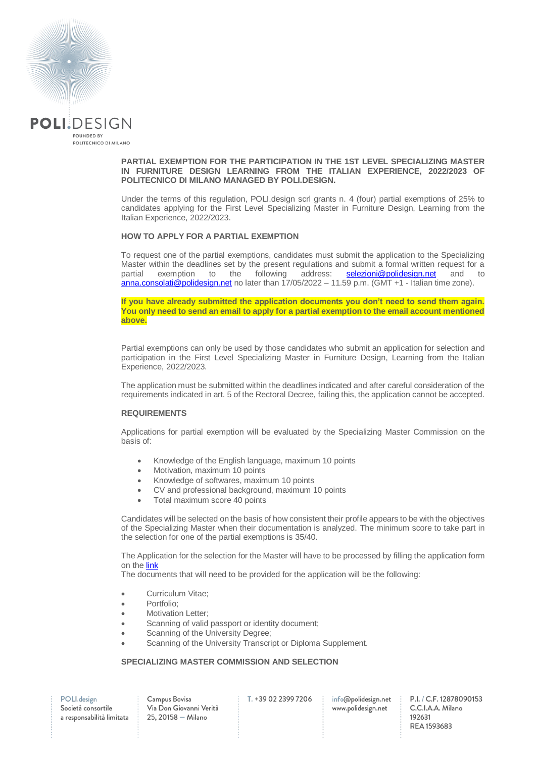**PARTIAL EXEMPTION FOR THE PARTICIPATION IN THE 1ST LEVEL SPECIALIZING MASTER IN FURNITURE DESIGN LEARNING FROM THE ITALIAN EXPERIENCE, 2022/2023 OF POLITECNICO DI MILANO MANAGED BY POLI.DESIGN.**

Under the terms of this regulation, POLI.design scrl grants n. 4 (four) partial exemptions of 25% to candidates applying for the First Level Specializing Master in Furniture Design, Learning from the Italian Experience, 2022/2023.

**HOW TO APPLY FOR A PARTIAL EXEMPTION**

To request one of the partial exemptions, candidates must submit the application to the Specializing Master within the deadlines set by the present regulations and submit a formal written request for a partial exemption to the following address: selezioni@polidesign.net and to anna.consolati@polidesign.net no later than 17/05/2022 – 11.59 p.m. (GMT +1 - Italian time zone).

**If you have already submitted the application documents you don't need to send them again. You only need to send an email to apply for a partial exemption to the email account mentioned above.**

Partial exemptions can only be used by those candidates who submit an application for selection and participation in the First Level Specializing Master in Furniture Design, Learning from the Italian Experience, 2022/2023.

The application must be submitted within the deadlines indicated and after careful consideration of the requirements indicated in art. 5 of the Rectoral Decree, failing this, the application cannot be accepted.

**REQUIREMENTS**

Applications for partial exemption will be evaluated by the Specializing Master Commission on the basis of:

- Knowledge of the English language, maximum 10 points
- Motivation, maximum 10 points
- Knowledge of softwares, maximum 10 points
- CV and professional background, maximum 10 points
- Total maximum score 40 points

Candidates will be selected on the basis of how consistent their profile appears to be with the objectives of the Specializing Master when their documentation is analyzed. The minimum score to take part in the selection for one of the partial exemptions is 35/40.

The Application for the selection for the Master will have to be processed by filling the application form on the link
The documents that will need to be provided for the application will be the following:

- Curriculum Vitae;
- Portfolio;
- Motivation Letter;
- Scanning of valid passport or identity document;
- Scanning of the University Degree;
- Scanning of the University Transcript or Diploma Supplement.

**SPECIALIZING MASTER COMMISSION AND SELECTION**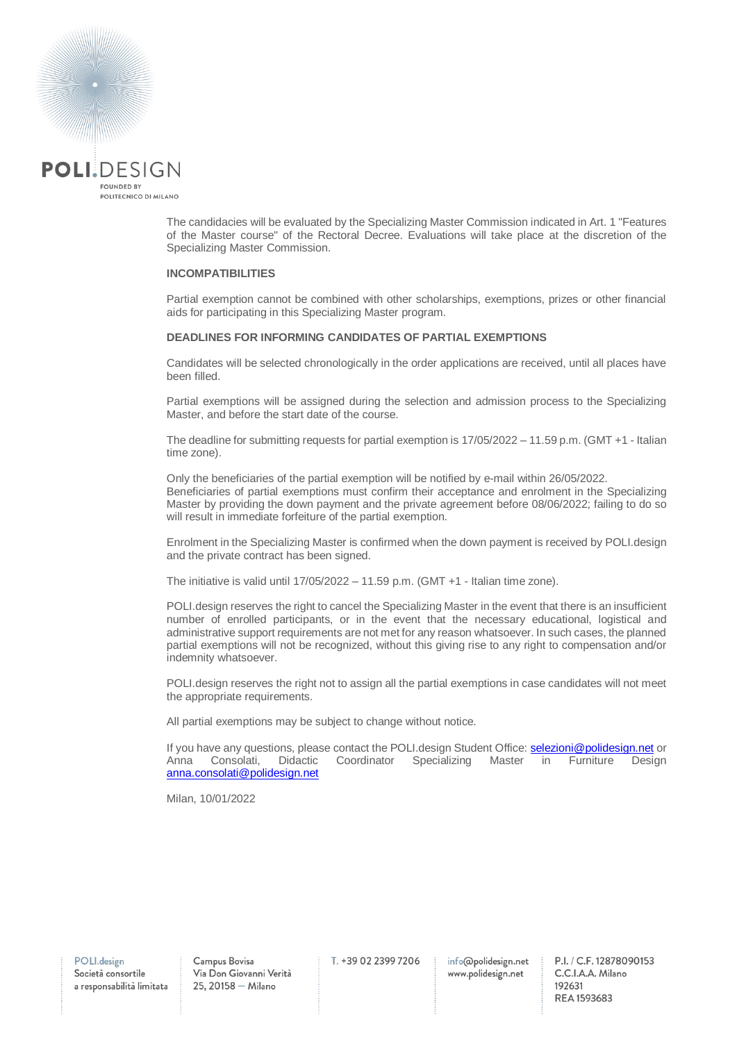The candidacies will be evaluated by the Specializing Master Commission indicated in Art. 1 "Features of the Master course" of the Rectoral Decree. Evaluations will take place at the discretion of the Specializing Master Commission.

**INCOMPATIBILITIES**

Partial exemption cannot be combined with other scholarships, exemptions, prizes or other financial aids for participating in this Specializing Master program.

**DEADLINES FOR INFORMING CANDIDATES OF PARTIAL EXEMPTIONS**

Candidates will be selected chronologically in the order applications are received, until all places have been filled.

Partial exemptions will be assigned during the selection and admission process to the Specializing Master, and before the start date of the course.

The deadline for submitting requests for partial exemption is 17/05/2022 – 11.59 p.m. (GMT +1 - Italian time zone).

Only the beneficiaries of the partial exemption will be notified by e-mail within 26/05/2022.
Beneficiaries of partial exemptions must confirm their acceptance and enrolment in the Specializing Master by providing the down payment and the private agreement before 08/06/2022; failing to do so will result in immediate forfeiture of the partial exemption.

Enrolment in the Specializing Master is confirmed when the down payment is received by POLI.design and the private contract has been signed.

The initiative is valid until 17/05/2022 – 11.59 p.m. (GMT +1 - Italian time zone).

POLI.design reserves the right to cancel the Specializing Master in the event that there is an insufficient number of enrolled participants, or in the event that the necessary educational, logistical and administrative support requirements are not met for any reason whatsoever. In such cases, the planned partial exemptions will not be recognized, without this giving rise to any right to compensation and/or indemnity whatsoever.

POLI.design reserves the right not to assign all the partial exemptions in case candidates will not meet the appropriate requirements.

All partial exemptions may be subject to change without notice.

If you have any questions, please contact the POLI.design Student Office: selezioni@polidesign.net or Anna Consolati, Didactic Coordinator Specializing Master in Furniture Design anna.consolati@polidesign.net

Milan, 10/01/2022